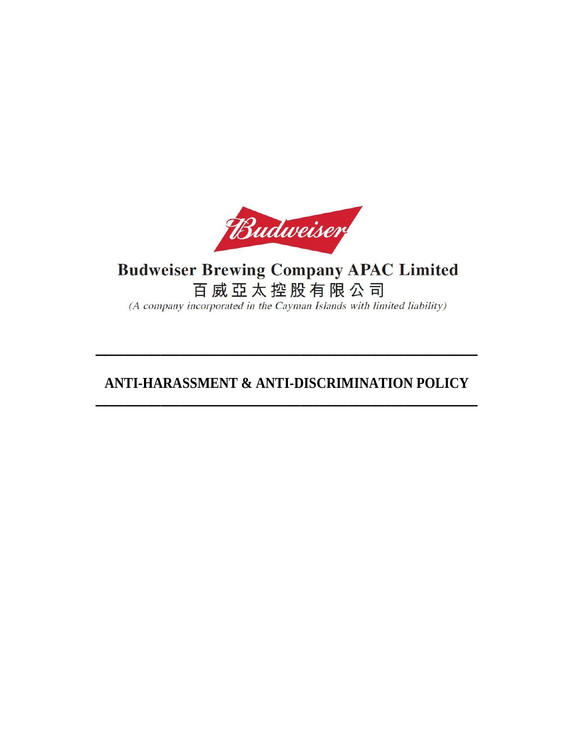Budweiser

**Budweiser Brewing Company APAC Limited**

**百威亞太控股有限公司**

*(A company incorporated in the Cayman Islands with limited liability)*

---

# ANTI-HARASSMENT & ANTI-DISCRIMINATION POLICY

---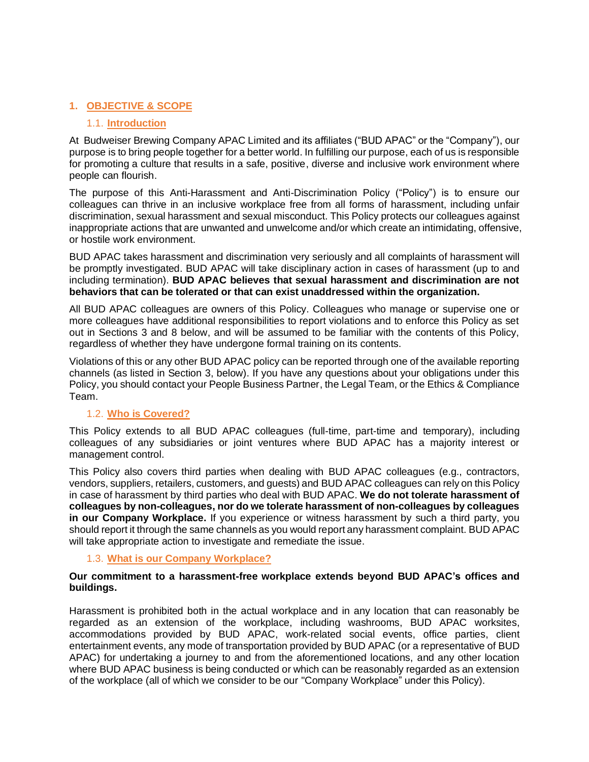## 1. OBJECTIVE & SCOPE

### 1.1. Introduction

At Budweiser Brewing Company APAC Limited and its affiliates ("BUD APAC" or the "Company"), our purpose is to bring people together for a better world. In fulfilling our purpose, each of us is responsible for promoting a culture that results in a safe, positive, diverse and inclusive work environment where people can flourish.

The purpose of this Anti-Harassment and Anti-Discrimination Policy ("Policy") is to ensure our colleagues can thrive in an inclusive workplace free from all forms of harassment, including unfair discrimination, sexual harassment and sexual misconduct. This Policy protects our colleagues against inappropriate actions that are unwanted and unwelcome and/or which create an intimidating, offensive, or hostile work environment.

BUD APAC takes harassment and discrimination very seriously and all complaints of harassment will be promptly investigated. BUD APAC will take disciplinary action in cases of harassment (up to and including termination). **BUD APAC believes that sexual harassment and discrimination are not behaviors that can be tolerated or that can exist unaddressed within the organization.**

All BUD APAC colleagues are owners of this Policy. Colleagues who manage or supervise one or more colleagues have additional responsibilities to report violations and to enforce this Policy as set out in Sections 3 and 8 below, and will be assumed to be familiar with the contents of this Policy, regardless of whether they have undergone formal training on its contents.

Violations of this or any other BUD APAC policy can be reported through one of the available reporting channels (as listed in Section 3, below). If you have any questions about your obligations under this Policy, you should contact your People Business Partner, the Legal Team, or the Ethics & Compliance Team.

### 1.2. Who is Covered?

This Policy extends to all BUD APAC colleagues (full-time, part-time and temporary), including colleagues of any subsidiaries or joint ventures where BUD APAC has a majority interest or management control.

This Policy also covers third parties when dealing with BUD APAC colleagues (e.g., contractors, vendors, suppliers, retailers, customers, and guests) and BUD APAC colleagues can rely on this Policy in case of harassment by third parties who deal with BUD APAC. **We do not tolerate harassment of colleagues by non-colleagues, nor do we tolerate harassment of non-colleagues by colleagues in our Company Workplace.** If you experience or witness harassment by such a third party, you should report it through the same channels as you would report any harassment complaint. BUD APAC will take appropriate action to investigate and remediate the issue.

### 1.3. What is our Company Workplace?

**Our commitment to a harassment-free workplace extends beyond BUD APAC's offices and buildings.**

Harassment is prohibited both in the actual workplace and in any location that can reasonably be regarded as an extension of the workplace, including washrooms, BUD APAC worksites, accommodations provided by BUD APAC, work-related social events, office parties, client entertainment events, any mode of transportation provided by BUD APAC (or a representative of BUD APAC) for undertaking a journey to and from the aforementioned locations, and any other location where BUD APAC business is being conducted or which can be reasonably regarded as an extension of the workplace (all of which we consider to be our "Company Workplace" under this Policy).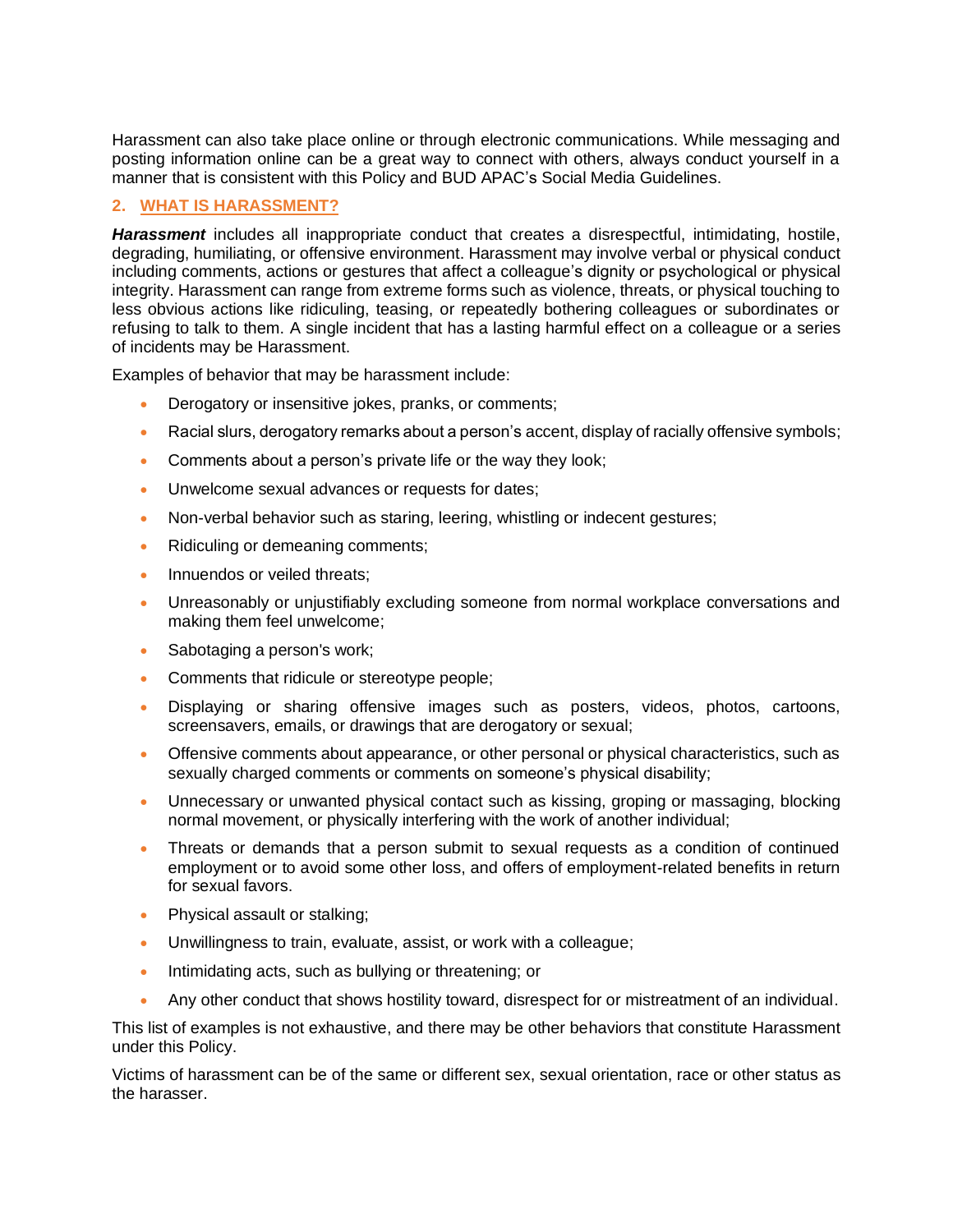Harassment can also take place online or through electronic communications. While messaging and posting information online can be a great way to connect with others, always conduct yourself in a manner that is consistent with this Policy and BUD APAC's Social Media Guidelines.

## 2. WHAT IS HARASSMENT?

***Harassment*** includes all inappropriate conduct that creates a disrespectful, intimidating, hostile, degrading, humiliating, or offensive environment. Harassment may involve verbal or physical conduct including comments, actions or gestures that affect a colleague's dignity or psychological or physical integrity. Harassment can range from extreme forms such as violence, threats, or physical touching to less obvious actions like ridiculing, teasing, or repeatedly bothering colleagues or subordinates or refusing to talk to them. A single incident that has a lasting harmful effect on a colleague or a series of incidents may be Harassment.

Examples of behavior that may be harassment include:

- Derogatory or insensitive jokes, pranks, or comments;
- Racial slurs, derogatory remarks about a person's accent, display of racially offensive symbols;
- Comments about a person's private life or the way they look;
- Unwelcome sexual advances or requests for dates;
- Non-verbal behavior such as staring, leering, whistling or indecent gestures;
- Ridiculing or demeaning comments;
- Innuendos or veiled threats;
- Unreasonably or unjustifiably excluding someone from normal workplace conversations and making them feel unwelcome;
- Sabotaging a person's work;
- Comments that ridicule or stereotype people;
- Displaying or sharing offensive images such as posters, videos, photos, cartoons, screensavers, emails, or drawings that are derogatory or sexual;
- Offensive comments about appearance, or other personal or physical characteristics, such as sexually charged comments or comments on someone's physical disability;
- Unnecessary or unwanted physical contact such as kissing, groping or massaging, blocking normal movement, or physically interfering with the work of another individual;
- Threats or demands that a person submit to sexual requests as a condition of continued employment or to avoid some other loss, and offers of employment-related benefits in return for sexual favors.
- Physical assault or stalking;
- Unwillingness to train, evaluate, assist, or work with a colleague;
- Intimidating acts, such as bullying or threatening; or
- Any other conduct that shows hostility toward, disrespect for or mistreatment of an individual.

This list of examples is not exhaustive, and there may be other behaviors that constitute Harassment under this Policy.

Victims of harassment can be of the same or different sex, sexual orientation, race or other status as the harasser.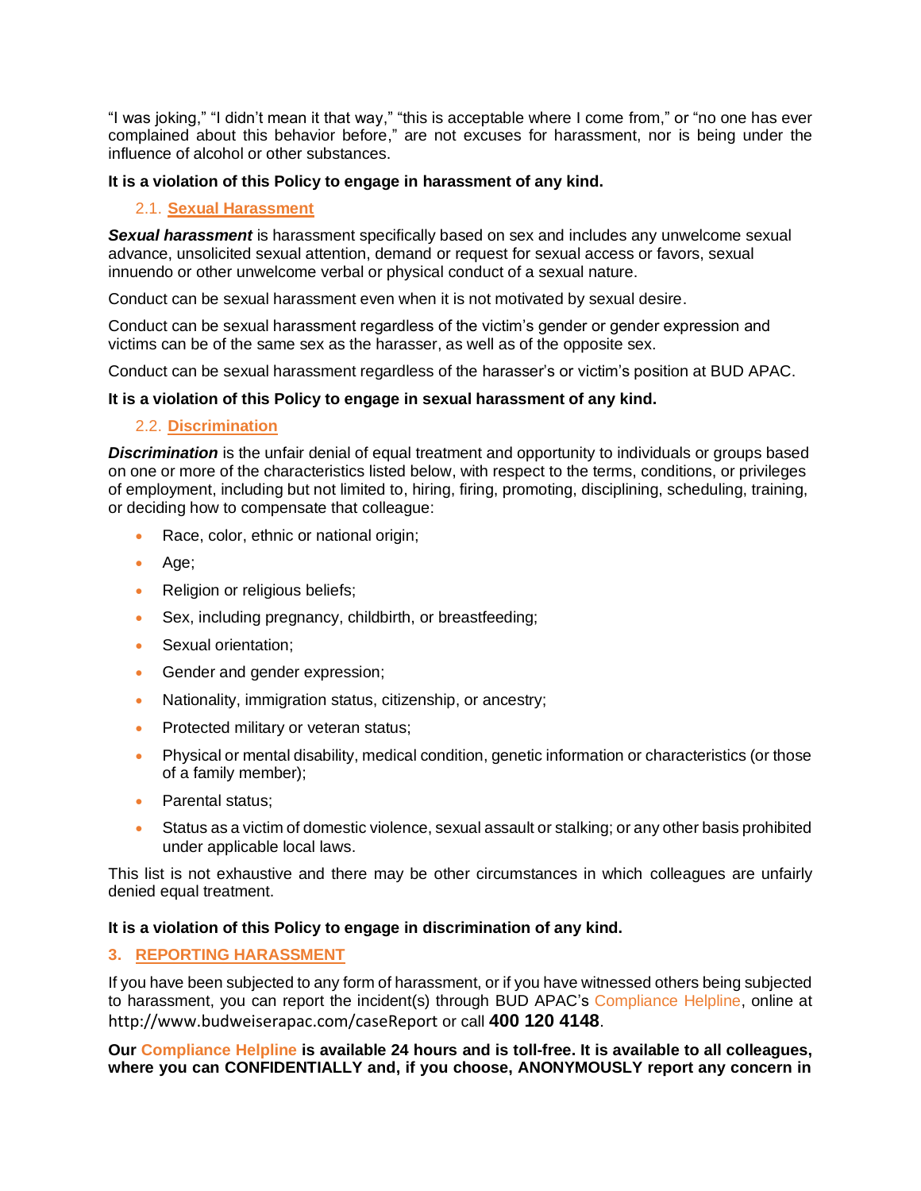"I was joking," "I didn't mean it that way," "this is acceptable where I come from," or "no one has ever complained about this behavior before," are not excuses for harassment, nor is being under the influence of alcohol or other substances.

**It is a violation of this Policy to engage in harassment of any kind.**

### 2.1. Sexual Harassment

***Sexual harassment*** is harassment specifically based on sex and includes any unwelcome sexual advance, unsolicited sexual attention, demand or request for sexual access or favors, sexual innuendo or other unwelcome verbal or physical conduct of a sexual nature.

Conduct can be sexual harassment even when it is not motivated by sexual desire.

Conduct can be sexual harassment regardless of the victim's gender or gender expression and victims can be of the same sex as the harasser, as well as of the opposite sex.

Conduct can be sexual harassment regardless of the harasser's or victim's position at BUD APAC.

**It is a violation of this Policy to engage in sexual harassment of any kind.**

### 2.2. Discrimination

***Discrimination*** is the unfair denial of equal treatment and opportunity to individuals or groups based on one or more of the characteristics listed below, with respect to the terms, conditions, or privileges of employment, including but not limited to, hiring, firing, promoting, disciplining, scheduling, training, or deciding how to compensate that colleague:

- Race, color, ethnic or national origin;
- Age;
- Religion or religious beliefs;
- Sex, including pregnancy, childbirth, or breastfeeding;
- Sexual orientation;
- Gender and gender expression;
- Nationality, immigration status, citizenship, or ancestry;
- Protected military or veteran status;
- Physical or mental disability, medical condition, genetic information or characteristics (or those of a family member);
- Parental status;
- Status as a victim of domestic violence, sexual assault or stalking; or any other basis prohibited under applicable local laws.

This list is not exhaustive and there may be other circumstances in which colleagues are unfairly denied equal treatment.

**It is a violation of this Policy to engage in discrimination of any kind.**

## 3. REPORTING HARASSMENT

If you have been subjected to any form of harassment, or if you have witnessed others being subjected to harassment, you can report the incident(s) through BUD APAC's Compliance Helpline, online at http://www.budweiserapac.com/caseReport or call **400 120 4148**.

**Our Compliance Helpline is available 24 hours and is toll-free. It is available to all colleagues, where you can CONFIDENTIALLY and, if you choose, ANONYMOUSLY report any concern in**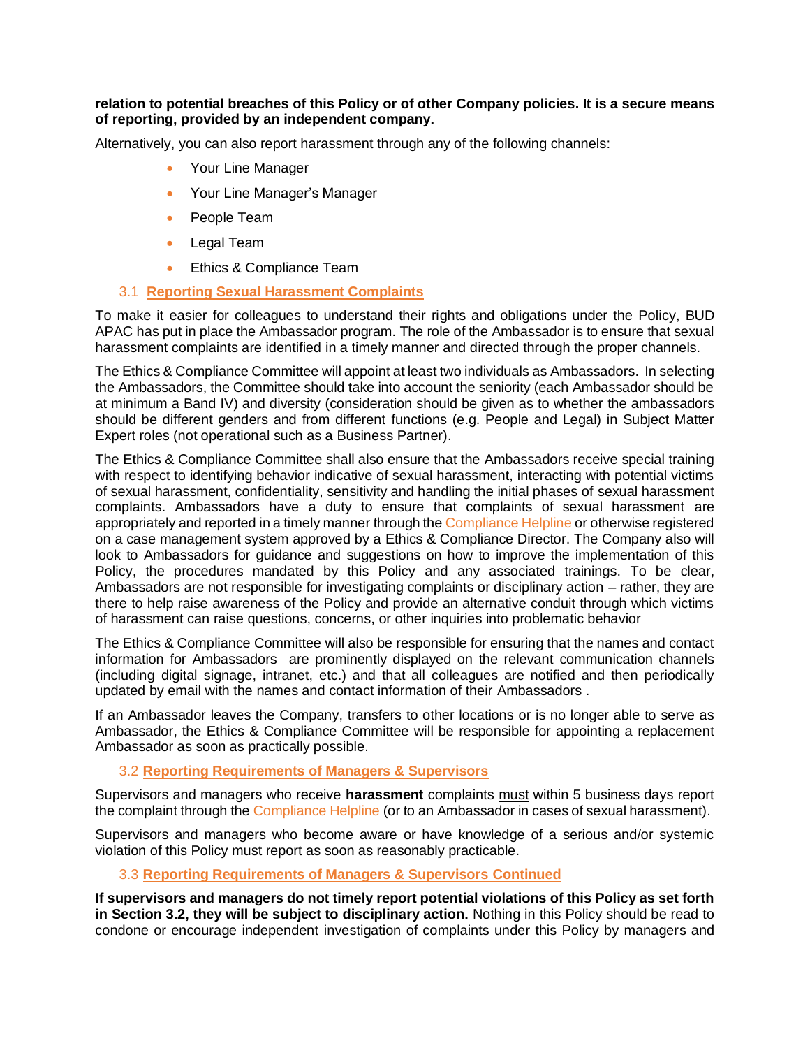**relation to potential breaches of this Policy or of other Company policies. It is a secure means of reporting, provided by an independent company.**

Alternatively, you can also report harassment through any of the following channels:

- Your Line Manager
- Your Line Manager's Manager
- People Team
- Legal Team
- Ethics & Compliance Team

### 3.1 Reporting Sexual Harassment Complaints

To make it easier for colleagues to understand their rights and obligations under the Policy, BUD APAC has put in place the Ambassador program. The role of the Ambassador is to ensure that sexual harassment complaints are identified in a timely manner and directed through the proper channels.

The Ethics & Compliance Committee will appoint at least two individuals as Ambassadors. In selecting the Ambassadors, the Committee should take into account the seniority (each Ambassador should be at minimum a Band IV) and diversity (consideration should be given as to whether the ambassadors should be different genders and from different functions (e.g. People and Legal) in Subject Matter Expert roles (not operational such as a Business Partner).

The Ethics & Compliance Committee shall also ensure that the Ambassadors receive special training with respect to identifying behavior indicative of sexual harassment, interacting with potential victims of sexual harassment, confidentiality, sensitivity and handling the initial phases of sexual harassment complaints. Ambassadors have a duty to ensure that complaints of sexual harassment are appropriately and reported in a timely manner through the Compliance Helpline or otherwise registered on a case management system approved by a Ethics & Compliance Director. The Company also will look to Ambassadors for guidance and suggestions on how to improve the implementation of this Policy, the procedures mandated by this Policy and any associated trainings. To be clear, Ambassadors are not responsible for investigating complaints or disciplinary action – rather, they are there to help raise awareness of the Policy and provide an alternative conduit through which victims of harassment can raise questions, concerns, or other inquiries into problematic behavior

The Ethics & Compliance Committee will also be responsible for ensuring that the names and contact information for Ambassadors are prominently displayed on the relevant communication channels (including digital signage, intranet, etc.) and that all colleagues are notified and then periodically updated by email with the names and contact information of their Ambassadors .

If an Ambassador leaves the Company, transfers to other locations or is no longer able to serve as Ambassador, the Ethics & Compliance Committee will be responsible for appointing a replacement Ambassador as soon as practically possible.

### 3.2 Reporting Requirements of Managers & Supervisors

Supervisors and managers who receive **harassment** complaints must within 5 business days report the complaint through the Compliance Helpline (or to an Ambassador in cases of sexual harassment).

Supervisors and managers who become aware or have knowledge of a serious and/or systemic violation of this Policy must report as soon as reasonably practicable.

### 3.3 Reporting Requirements of Managers & Supervisors Continued

**If supervisors and managers do not timely report potential violations of this Policy as set forth in Section 3.2, they will be subject to disciplinary action.** Nothing in this Policy should be read to condone or encourage independent investigation of complaints under this Policy by managers and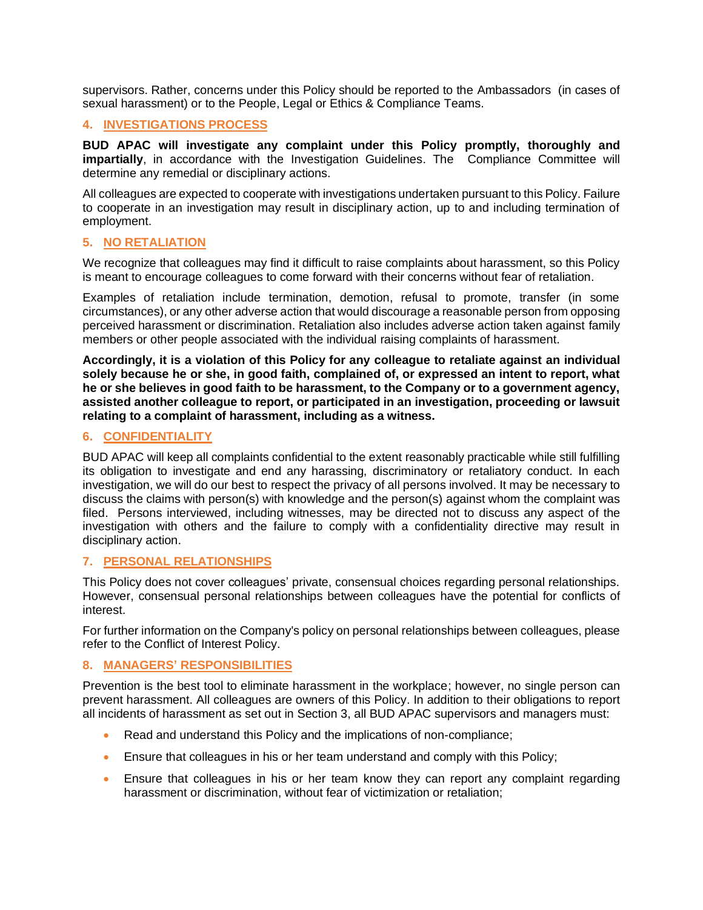supervisors. Rather, concerns under this Policy should be reported to the Ambassadors (in cases of sexual harassment) or to the People, Legal or Ethics & Compliance Teams.

## 4. INVESTIGATIONS PROCESS

**BUD APAC will investigate any complaint under this Policy promptly, thoroughly and impartially**, in accordance with the Investigation Guidelines. The Compliance Committee will determine any remedial or disciplinary actions.

All colleagues are expected to cooperate with investigations undertaken pursuant to this Policy. Failure to cooperate in an investigation may result in disciplinary action, up to and including termination of employment.

## 5. NO RETALIATION

We recognize that colleagues may find it difficult to raise complaints about harassment, so this Policy is meant to encourage colleagues to come forward with their concerns without fear of retaliation.

Examples of retaliation include termination, demotion, refusal to promote, transfer (in some circumstances), or any other adverse action that would discourage a reasonable person from opposing perceived harassment or discrimination. Retaliation also includes adverse action taken against family members or other people associated with the individual raising complaints of harassment.

**Accordingly, it is a violation of this Policy for any colleague to retaliate against an individual solely because he or she, in good faith, complained of, or expressed an intent to report, what he or she believes in good faith to be harassment, to the Company or to a government agency, assisted another colleague to report, or participated in an investigation, proceeding or lawsuit relating to a complaint of harassment, including as a witness.**

## 6. CONFIDENTIALITY

BUD APAC will keep all complaints confidential to the extent reasonably practicable while still fulfilling its obligation to investigate and end any harassing, discriminatory or retaliatory conduct. In each investigation, we will do our best to respect the privacy of all persons involved. It may be necessary to discuss the claims with person(s) with knowledge and the person(s) against whom the complaint was filed. Persons interviewed, including witnesses, may be directed not to discuss any aspect of the investigation with others and the failure to comply with a confidentiality directive may result in disciplinary action.

## 7. PERSONAL RELATIONSHIPS

This Policy does not cover colleagues' private, consensual choices regarding personal relationships. However, consensual personal relationships between colleagues have the potential for conflicts of interest.

For further information on the Company's policy on personal relationships between colleagues, please refer to the Conflict of Interest Policy.

## 8. MANAGERS' RESPONSIBILITIES

Prevention is the best tool to eliminate harassment in the workplace; however, no single person can prevent harassment. All colleagues are owners of this Policy. In addition to their obligations to report all incidents of harassment as set out in Section 3, all BUD APAC supervisors and managers must:

- Read and understand this Policy and the implications of non-compliance;
- Ensure that colleagues in his or her team understand and comply with this Policy;
- Ensure that colleagues in his or her team know they can report any complaint regarding harassment or discrimination, without fear of victimization or retaliation;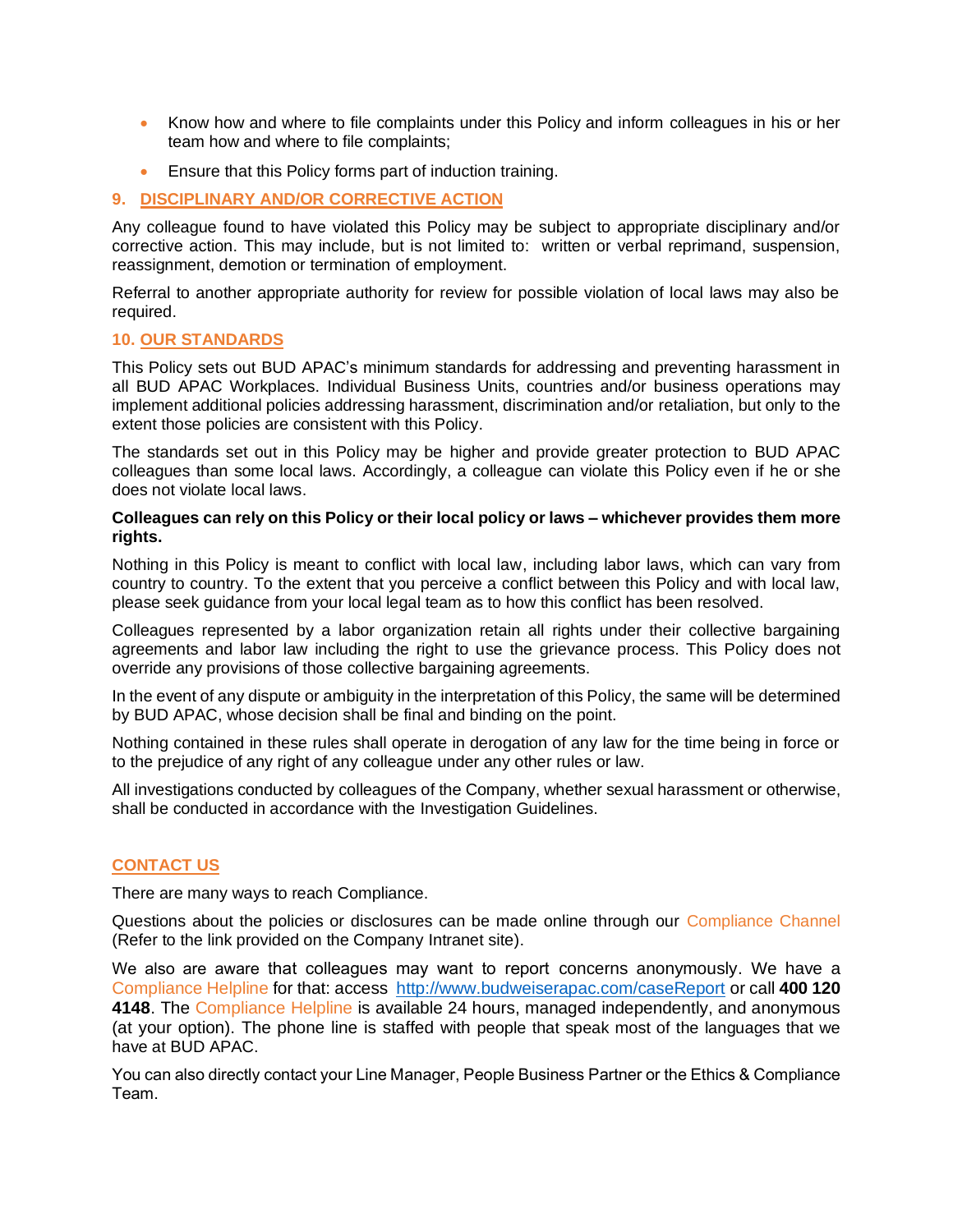- Know how and where to file complaints under this Policy and inform colleagues in his or her team how and where to file complaints;
- Ensure that this Policy forms part of induction training.

## 9. DISCIPLINARY AND/OR CORRECTIVE ACTION

Any colleague found to have violated this Policy may be subject to appropriate disciplinary and/or corrective action. This may include, but is not limited to: written or verbal reprimand, suspension, reassignment, demotion or termination of employment.

Referral to another appropriate authority for review for possible violation of local laws may also be required.

## 10. OUR STANDARDS

This Policy sets out BUD APAC's minimum standards for addressing and preventing harassment in all BUD APAC Workplaces. Individual Business Units, countries and/or business operations may implement additional policies addressing harassment, discrimination and/or retaliation, but only to the extent those policies are consistent with this Policy.

The standards set out in this Policy may be higher and provide greater protection to BUD APAC colleagues than some local laws. Accordingly, a colleague can violate this Policy even if he or she does not violate local laws.

**Colleagues can rely on this Policy or their local policy or laws – whichever provides them more rights.**

Nothing in this Policy is meant to conflict with local law, including labor laws, which can vary from country to country. To the extent that you perceive a conflict between this Policy and with local law, please seek guidance from your local legal team as to how this conflict has been resolved.

Colleagues represented by a labor organization retain all rights under their collective bargaining agreements and labor law including the right to use the grievance process. This Policy does not override any provisions of those collective bargaining agreements.

In the event of any dispute or ambiguity in the interpretation of this Policy, the same will be determined by BUD APAC, whose decision shall be final and binding on the point.

Nothing contained in these rules shall operate in derogation of any law for the time being in force or to the prejudice of any right of any colleague under any other rules or law.

All investigations conducted by colleagues of the Company, whether sexual harassment or otherwise, shall be conducted in accordance with the Investigation Guidelines.

## CONTACT US

There are many ways to reach Compliance.

Questions about the policies or disclosures can be made online through our Compliance Channel (Refer to the link provided on the Company Intranet site).

We also are aware that colleagues may want to report concerns anonymously. We have a Compliance Helpline for that: access [http://www.budweiserapac.com/caseReport](http://www.budweiserapac.com/caseReport) or call **400 120 4148**. The Compliance Helpline is available 24 hours, managed independently, and anonymous (at your option). The phone line is staffed with people that speak most of the languages that we have at BUD APAC.

You can also directly contact your Line Manager, People Business Partner or the Ethics & Compliance Team.